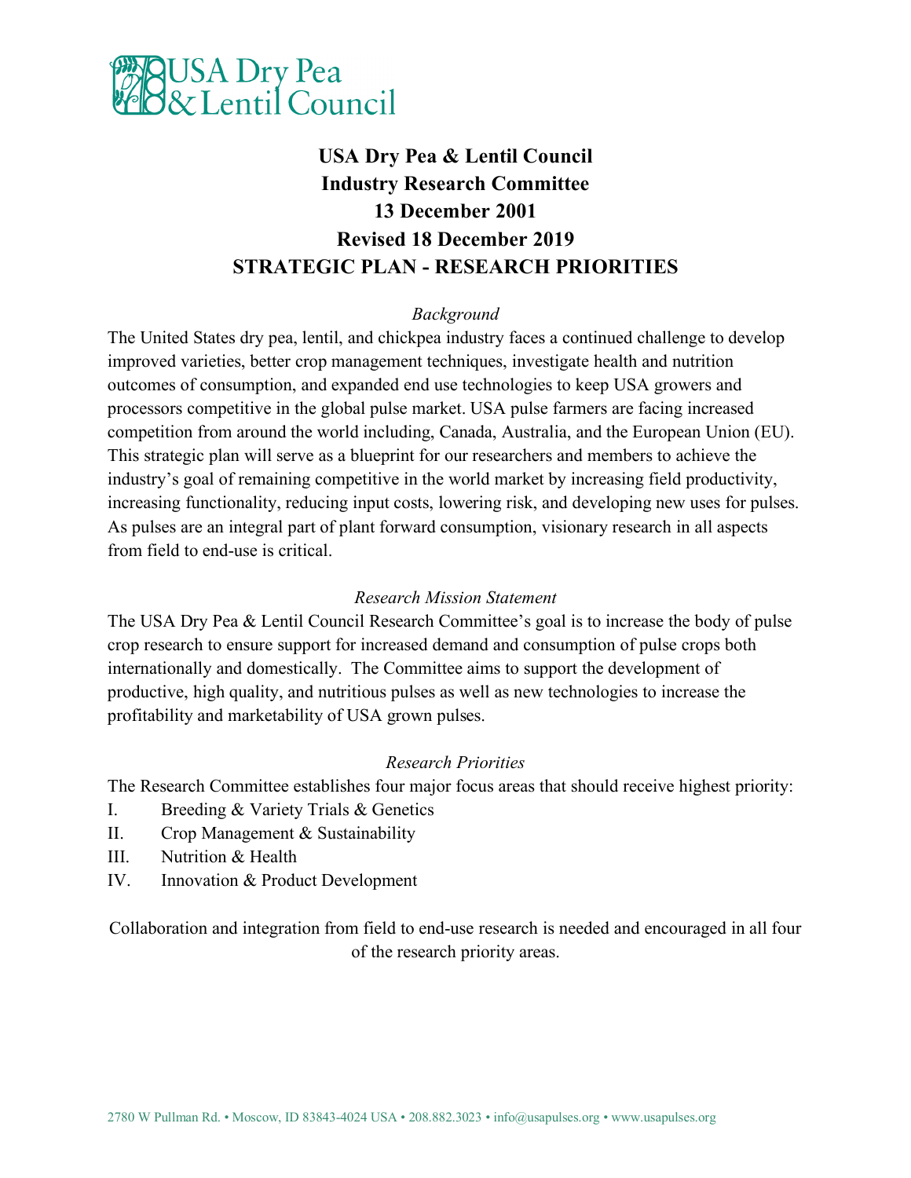USA Dry Pea & Lentil Council

# USA Dry Pea & Lentil Council
# Industry Research Committee
# 13 December 2001
# Revised 18 December 2019
# STRATEGIC PLAN - RESEARCH PRIORITIES

*Background*

The United States dry pea, lentil, and chickpea industry faces a continued challenge to develop improved varieties, better crop management techniques, investigate health and nutrition outcomes of consumption, and expanded end use technologies to keep USA growers and processors competitive in the global pulse market. USA pulse farmers are facing increased competition from around the world including, Canada, Australia, and the European Union (EU). This strategic plan will serve as a blueprint for our researchers and members to achieve the industry's goal of remaining competitive in the world market by increasing field productivity, increasing functionality, reducing input costs, lowering risk, and developing new uses for pulses. As pulses are an integral part of plant forward consumption, visionary research in all aspects from field to end-use is critical.

*Research Mission Statement*

The USA Dry Pea & Lentil Council Research Committee's goal is to increase the body of pulse crop research to ensure support for increased demand and consumption of pulse crops both internationally and domestically. The Committee aims to support the development of productive, high quality, and nutritious pulses as well as new technologies to increase the profitability and marketability of USA grown pulses.

*Research Priorities*

The Research Committee establishes four major focus areas that should receive highest priority:

I. Breeding & Variety Trials & Genetics
II. Crop Management & Sustainability
III. Nutrition & Health
IV. Innovation & Product Development

Collaboration and integration from field to end-use research is needed and encouraged in all four of the research priority areas.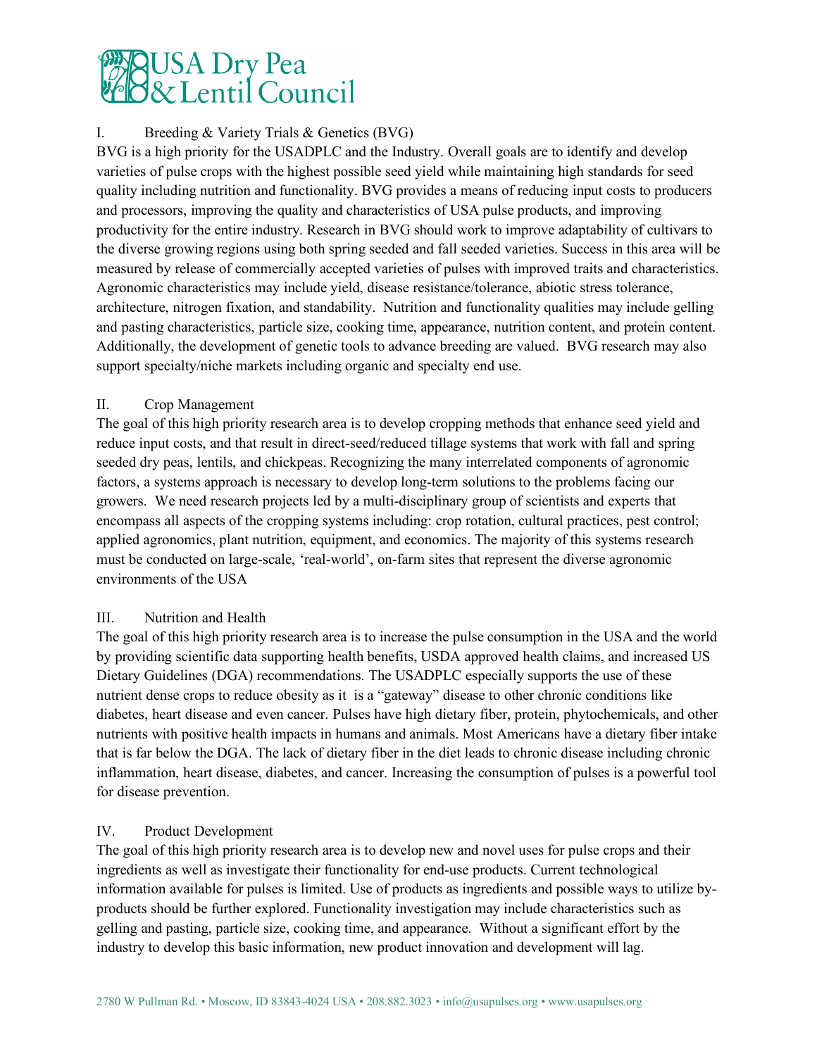# USA Dry Pea & Lentil Council

## I. Breeding & Variety Trials & Genetics (BVG)

BVG is a high priority for the USADPLC and the Industry. Overall goals are to identify and develop varieties of pulse crops with the highest possible seed yield while maintaining high standards for seed quality including nutrition and functionality. BVG provides a means of reducing input costs to producers and processors, improving the quality and characteristics of USA pulse products, and improving productivity for the entire industry. Research in BVG should work to improve adaptability of cultivars to the diverse growing regions using both spring seeded and fall seeded varieties. Success in this area will be measured by release of commercially accepted varieties of pulses with improved traits and characteristics. Agronomic characteristics may include yield, disease resistance/tolerance, abiotic stress tolerance, architecture, nitrogen fixation, and standability. Nutrition and functionality qualities may include gelling and pasting characteristics, particle size, cooking time, appearance, nutrition content, and protein content. Additionally, the development of genetic tools to advance breeding are valued. BVG research may also support specialty/niche markets including organic and specialty end use.

## II. Crop Management

The goal of this high priority research area is to develop cropping methods that enhance seed yield and reduce input costs, and that result in direct-seed/reduced tillage systems that work with fall and spring seeded dry peas, lentils, and chickpeas. Recognizing the many interrelated components of agronomic factors, a systems approach is necessary to develop long-term solutions to the problems facing our growers. We need research projects led by a multi-disciplinary group of scientists and experts that encompass all aspects of the cropping systems including: crop rotation, cultural practices, pest control; applied agronomics, plant nutrition, equipment, and economics. The majority of this systems research must be conducted on large-scale, 'real-world', on-farm sites that represent the diverse agronomic environments of the USA

## III. Nutrition and Health

The goal of this high priority research area is to increase the pulse consumption in the USA and the world by providing scientific data supporting health benefits, USDA approved health claims, and increased US Dietary Guidelines (DGA) recommendations. The USADPLC especially supports the use of these nutrient dense crops to reduce obesity as it is a "gateway" disease to other chronic conditions like diabetes, heart disease and even cancer. Pulses have high dietary fiber, protein, phytochemicals, and other nutrients with positive health impacts in humans and animals. Most Americans have a dietary fiber intake that is far below the DGA. The lack of dietary fiber in the diet leads to chronic disease including chronic inflammation, heart disease, diabetes, and cancer. Increasing the consumption of pulses is a powerful tool for disease prevention.

## IV. Product Development

The goal of this high priority research area is to develop new and novel uses for pulse crops and their ingredients as well as investigate their functionality for end-use products. Current technological information available for pulses is limited. Use of products as ingredients and possible ways to utilize by-products should be further explored. Functionality investigation may include characteristics such as gelling and pasting, particle size, cooking time, and appearance. Without a significant effort by the industry to develop this basic information, new product innovation and development will lag.

2780 W Pullman Rd. • Moscow, ID 83843-4024 USA • 208.882.3023 • info@usapulses.org • www.usapulses.org